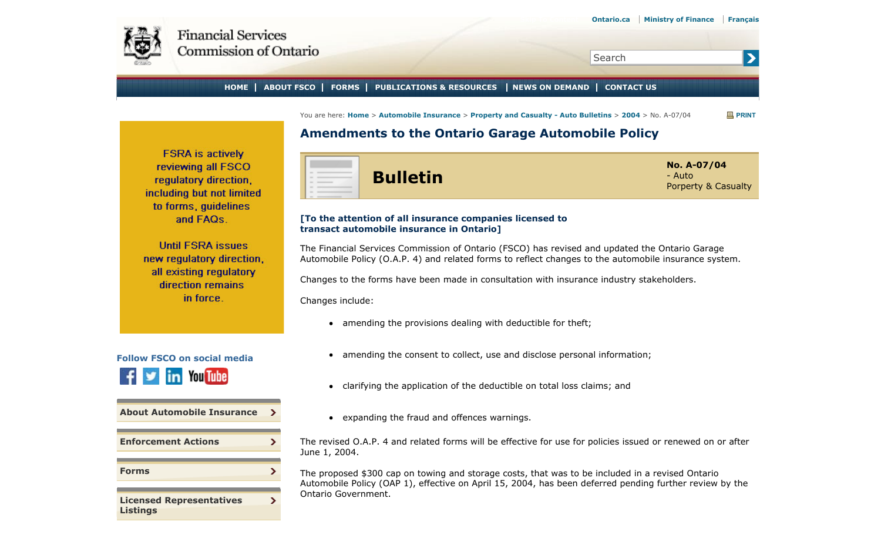Ontario.ca | Ministry of Finance | Français

Financial Services Commission of Ontario

HOME | ABOUT FSCO | FORMS | PUBLICATIONS & RESOURCES | NEWS ON DEMAND | CONTACT US

You are here: Home > Automobile Insurance > Property and Casualty - Auto Bulletins > 2004 > No. A-07/04

# Amendments to the Ontario Garage Automobile Policy

**Bulletin**

**No. A-07/04**
- Auto
Porperty & Casualty

FSRA is actively reviewing all FSCO regulatory direction, including but not limited to forms, guidelines and FAQs.

Until FSRA issues new regulatory direction, all existing regulatory direction remains in force.

**[To the attention of all insurance companies licensed to transact automobile insurance in Ontario]**

The Financial Services Commission of Ontario (FSCO) has revised and updated the Ontario Garage Automobile Policy (O.A.P. 4) and related forms to reflect changes to the automobile insurance system.

Changes to the forms have been made in consultation with insurance industry stakeholders.

Changes include:

- amending the provisions dealing with deductible for theft;
- amending the consent to collect, use and disclose personal information;
- clarifying the application of the deductible on total loss claims; and
- expanding the fraud and offences warnings.

The revised O.A.P. 4 and related forms will be effective for use for policies issued or renewed on or after June 1, 2004.

The proposed $300 cap on towing and storage costs, that was to be included in a revised Ontario Automobile Policy (OAP 1), effective on April 15, 2004, has been deferred pending further review by the Ontario Government.

**Follow FSCO on social media**

- About Automobile Insurance
- Enforcement Actions
- Forms
- Licensed Representatives Listings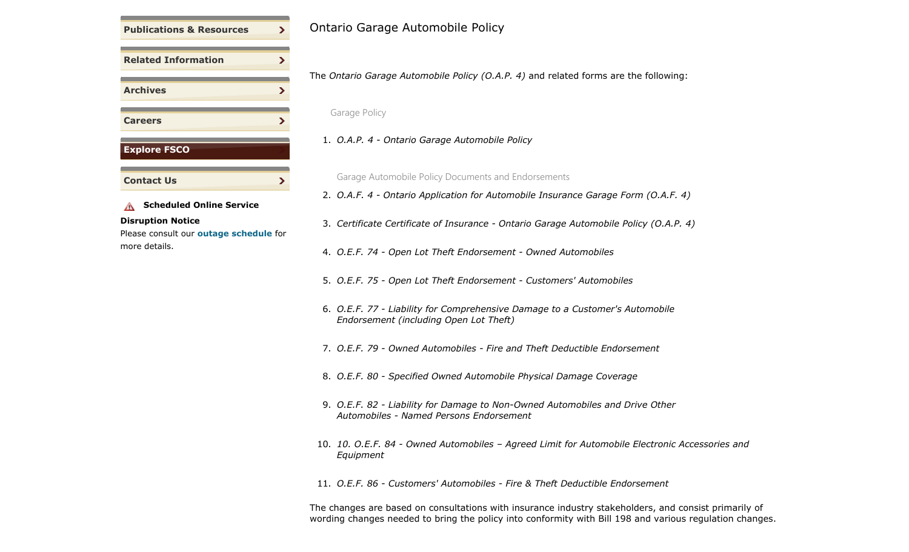- **Publications & Resources**
- **Related Information**
- **Archives**
- **Careers**
- **Explore FSCO**
- **Contact Us**

**Scheduled Online Service Disruption Notice**

Please consult our **outage schedule** for more details.

# Ontario Garage Automobile Policy

The *Ontario Garage Automobile Policy (O.A.P. 4)* and related forms are the following:

Garage Policy

1. *O.A.P. 4 - Ontario Garage Automobile Policy*

Garage Automobile Policy Documents and Endorsements

2. *O.A.F. 4 - Ontario Application for Automobile Insurance Garage Form (O.A.F. 4)*
3. *Certificate Certificate of Insurance - Ontario Garage Automobile Policy (O.A.P. 4)*
4. *O.E.F. 74 - Open Lot Theft Endorsement - Owned Automobiles*
5. *O.E.F. 75 - Open Lot Theft Endorsement - Customers' Automobiles*
6. *O.E.F. 77 - Liability for Comprehensive Damage to a Customer's Automobile Endorsement (including Open Lot Theft)*
7. *O.E.F. 79 - Owned Automobiles - Fire and Theft Deductible Endorsement*
8. *O.E.F. 80 - Specified Owned Automobile Physical Damage Coverage*
9. *O.E.F. 82 - Liability for Damage to Non-Owned Automobiles and Drive Other Automobiles - Named Persons Endorsement*
10. *10. O.E.F. 84 - Owned Automobiles – Agreed Limit for Automobile Electronic Accessories and Equipment*
11. *O.E.F. 86 - Customers' Automobiles - Fire & Theft Deductible Endorsement*

The changes are based on consultations with insurance industry stakeholders, and consist primarily of wording changes needed to bring the policy into conformity with Bill 198 and various regulation changes.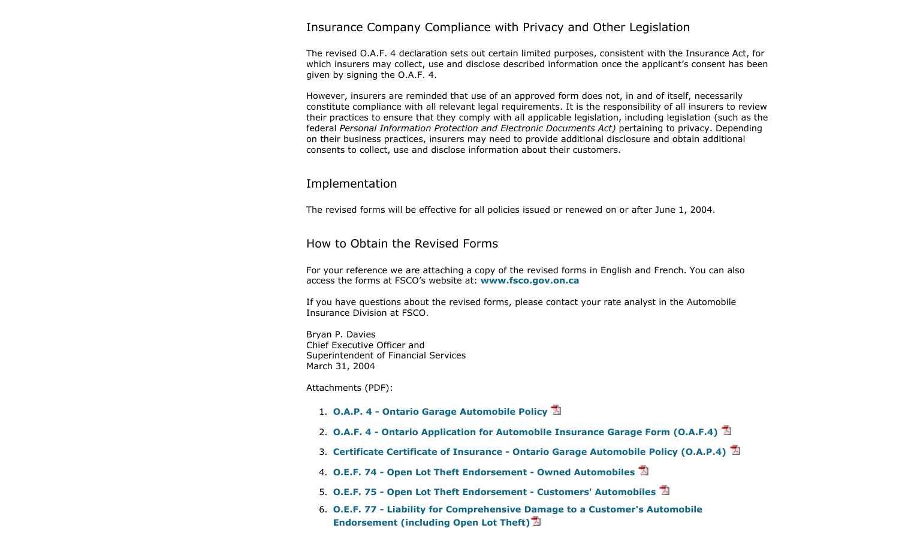## Insurance Company Compliance with Privacy and Other Legislation

The revised O.A.F. 4 declaration sets out certain limited purposes, consistent with the Insurance Act, for which insurers may collect, use and disclose described information once the applicant's consent has been given by signing the O.A.F. 4.

However, insurers are reminded that use of an approved form does not, in and of itself, necessarily constitute compliance with all relevant legal requirements. It is the responsibility of all insurers to review their practices to ensure that they comply with all applicable legislation, including legislation (such as the federal *Personal Information Protection and Electronic Documents Act)* pertaining to privacy. Depending on their business practices, insurers may need to provide additional disclosure and obtain additional consents to collect, use and disclose information about their customers.

## Implementation

The revised forms will be effective for all policies issued or renewed on or after June 1, 2004.

## How to Obtain the Revised Forms

For your reference we are attaching a copy of the revised forms in English and French. You can also access the forms at FSCO's website at: **www.fsco.gov.on.ca**

If you have questions about the revised forms, please contact your rate analyst in the Automobile Insurance Division at FSCO.

Bryan P. Davies
Chief Executive Officer and
Superintendent of Financial Services
March 31, 2004

Attachments (PDF):

1. **O.A.P. 4 - Ontario Garage Automobile Policy**
2. **O.A.F. 4 - Ontario Application for Automobile Insurance Garage Form (O.A.F.4)**
3. **Certificate Certificate of Insurance - Ontario Garage Automobile Policy (O.A.P.4)**
4. **O.E.F. 74 - Open Lot Theft Endorsement - Owned Automobiles**
5. **O.E.F. 75 - Open Lot Theft Endorsement - Customers' Automobiles**
6. **O.E.F. 77 - Liability for Comprehensive Damage to a Customer's Automobile Endorsement (including Open Lot Theft)**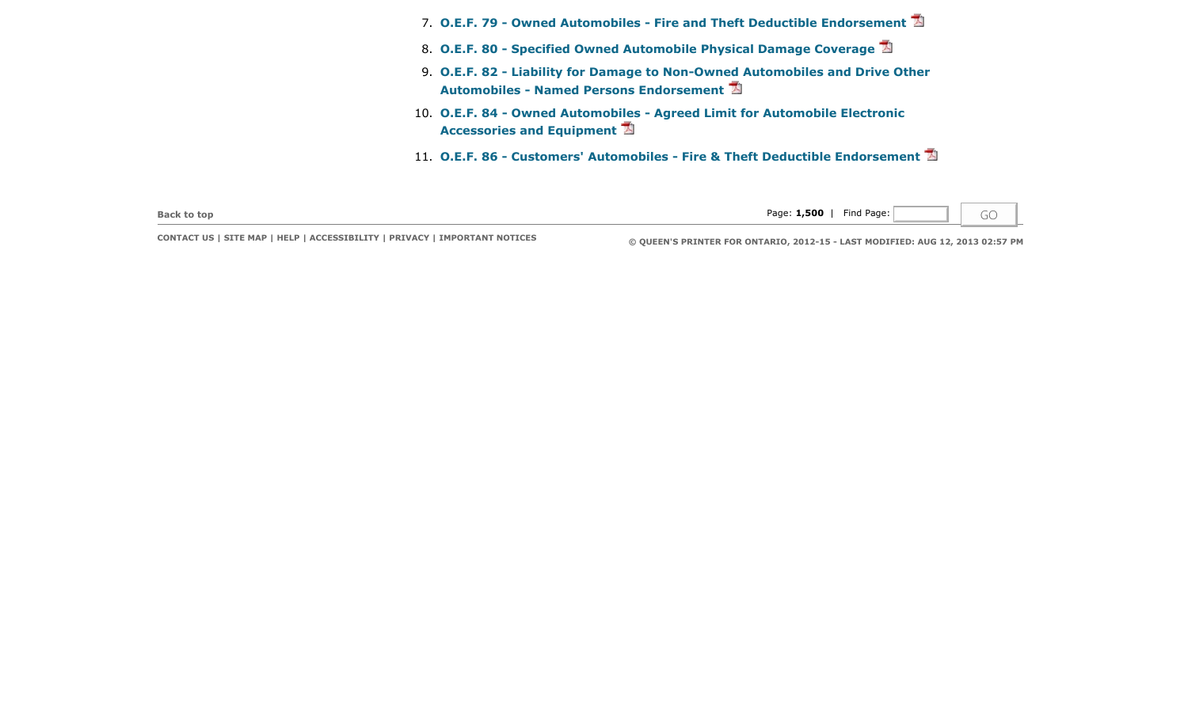7. **O.E.F. 79 - Owned Automobiles - Fire and Theft Deductible Endorsement**
8. **O.E.F. 80 - Specified Owned Automobile Physical Damage Coverage**
9. **O.E.F. 82 - Liability for Damage to Non-Owned Automobiles and Drive Other Automobiles - Named Persons Endorsement**
10. **O.E.F. 84 - Owned Automobiles - Agreed Limit for Automobile Electronic Accessories and Equipment**
11. **O.E.F. 86 - Customers' Automobiles - Fire & Theft Deductible Endorsement**

Back to top

Page: **1,500** | Find Page: GO

CONTACT US | SITE MAP | HELP | ACCESSIBILITY | PRIVACY | IMPORTANT NOTICES

© QUEEN'S PRINTER FOR ONTARIO, 2012-15 - LAST MODIFIED: AUG 12, 2013 02:57 PM